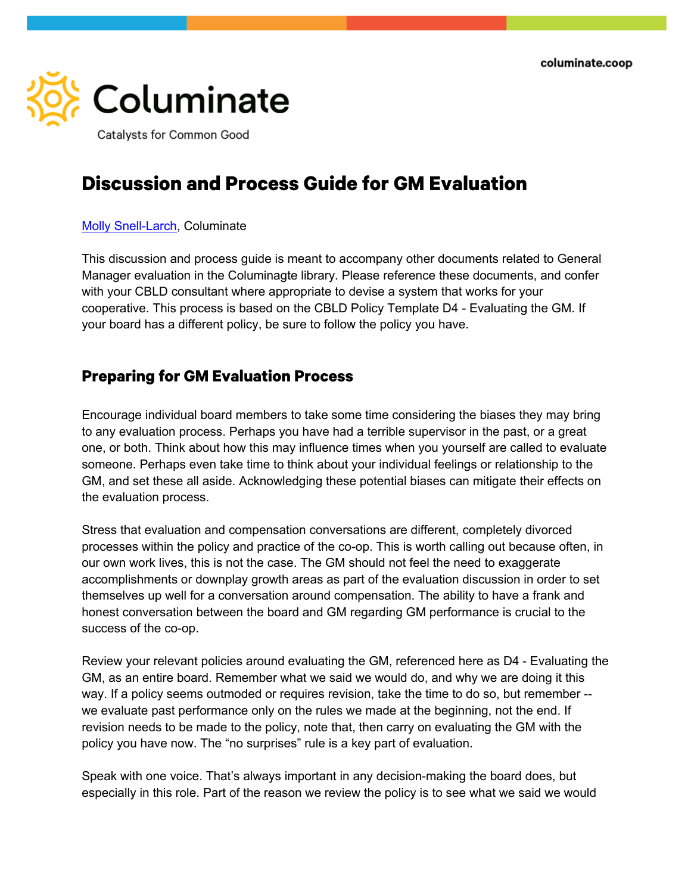columinate.coop

Columinate

Catalysts for Common Good

# Discussion and Process Guide for GM Evaluation

[Molly Snell-Larch](), Columinate

This discussion and process guide is meant to accompany other documents related to General Manager evaluation in the Columinagte library. Please reference these documents, and confer with your CBLD consultant where appropriate to devise a system that works for your cooperative. This process is based on the CBLD Policy Template D4 - Evaluating the GM. If your board has a different policy, be sure to follow the policy you have.

## Preparing for GM Evaluation Process

Encourage individual board members to take some time considering the biases they may bring to any evaluation process. Perhaps you have had a terrible supervisor in the past, or a great one, or both. Think about how this may influence times when you yourself are called to evaluate someone. Perhaps even take time to think about your individual feelings or relationship to the GM, and set these all aside. Acknowledging these potential biases can mitigate their effects on the evaluation process.

Stress that evaluation and compensation conversations are different, completely divorced processes within the policy and practice of the co-op. This is worth calling out because often, in our own work lives, this is not the case. The GM should not feel the need to exaggerate accomplishments or downplay growth areas as part of the evaluation discussion in order to set themselves up well for a conversation around compensation. The ability to have a frank and honest conversation between the board and GM regarding GM performance is crucial to the success of the co-op.

Review your relevant policies around evaluating the GM, referenced here as D4 - Evaluating the GM, as an entire board. Remember what we said we would do, and why we are doing it this way. If a policy seems outmoded or requires revision, take the time to do so, but remember -- we evaluate past performance only on the rules we made at the beginning, not the end. If revision needs to be made to the policy, note that, then carry on evaluating the GM with the policy you have now. The "no surprises" rule is a key part of evaluation.

Speak with one voice. That's always important in any decision-making the board does, but especially in this role. Part of the reason we review the policy is to see what we said we would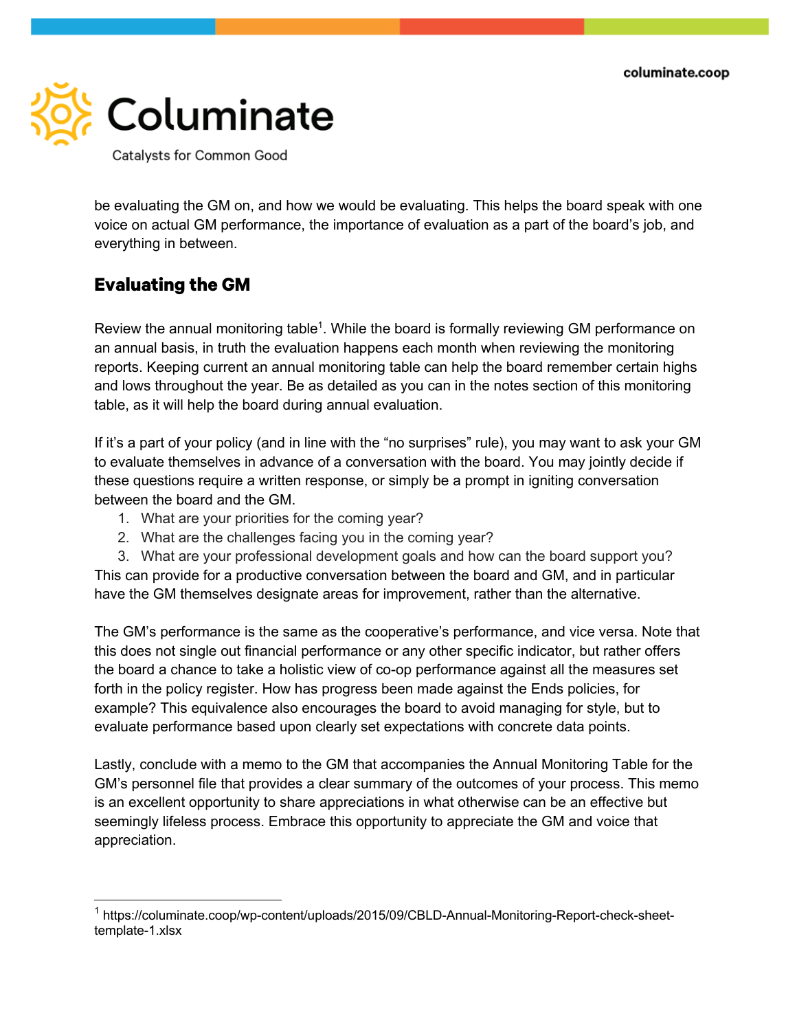be evaluating the GM on, and how we would be evaluating. This helps the board speak with one voice on actual GM performance, the importance of evaluation as a part of the board's job, and everything in between.

## Evaluating the GM

Review the annual monitoring table[1]. While the board is formally reviewing GM performance on an annual basis, in truth the evaluation happens each month when reviewing the monitoring reports. Keeping current an annual monitoring table can help the board remember certain highs and lows throughout the year. Be as detailed as you can in the notes section of this monitoring table, as it will help the board during annual evaluation.

If it's a part of your policy (and in line with the "no surprises" rule), you may want to ask your GM to evaluate themselves in advance of a conversation with the board. You may jointly decide if these questions require a written response, or simply be a prompt in igniting conversation between the board and the GM.

1. What are your priorities for the coming year?
2. What are the challenges facing you in the coming year?
3. What are your professional development goals and how can the board support you?

This can provide for a productive conversation between the board and GM, and in particular have the GM themselves designate areas for improvement, rather than the alternative.

The GM's performance is the same as the cooperative's performance, and vice versa. Note that this does not single out financial performance or any other specific indicator, but rather offers the board a chance to take a holistic view of co-op performance against all the measures set forth in the policy register. How has progress been made against the Ends policies, for example? This equivalence also encourages the board to avoid managing for style, but to evaluate performance based upon clearly set expectations with concrete data points.

Lastly, conclude with a memo to the GM that accompanies the Annual Monitoring Table for the GM's personnel file that provides a clear summary of the outcomes of your process. This memo is an excellent opportunity to share appreciations in what otherwise can be an effective but seemingly lifeless process. Embrace this opportunity to appreciate the GM and voice that appreciation.

[1] https://columinate.coop/wp-content/uploads/2015/09/CBLD-Annual-Monitoring-Report-check-sheet-template-1.xlsx